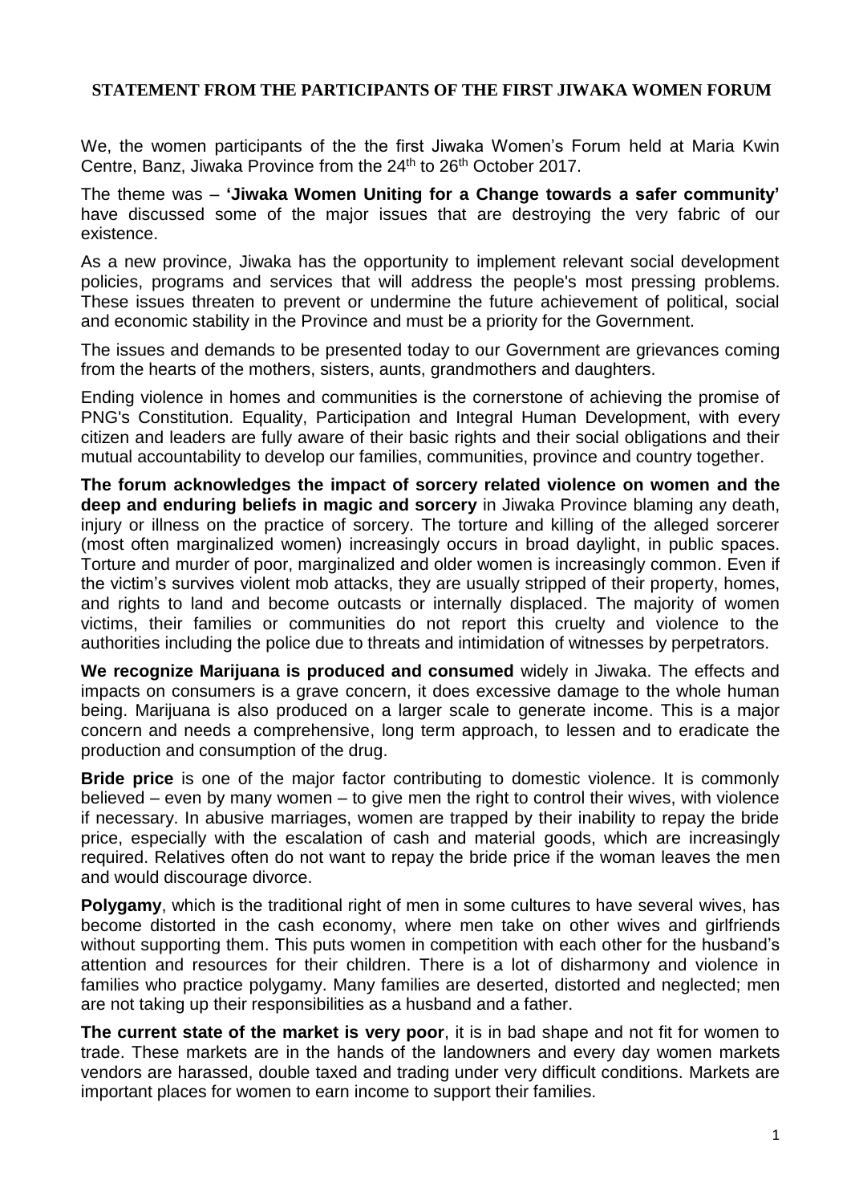**STATEMENT FROM THE PARTICIPANTS OF THE FIRST JIWAKA WOMEN FORUM**

We, the women participants of the the first Jiwaka Women's Forum held at Maria Kwin Centre, Banz, Jiwaka Province from the 24th to 26th October 2017.

The theme was – **'Jiwaka Women Uniting for a Change towards a safer community'** have discussed some of the major issues that are destroying the very fabric of our existence.

As a new province, Jiwaka has the opportunity to implement relevant social development policies, programs and services that will address the people's most pressing problems. These issues threaten to prevent or undermine the future achievement of political, social and economic stability in the Province and must be a priority for the Government.

The issues and demands to be presented today to our Government are grievances coming from the hearts of the mothers, sisters, aunts, grandmothers and daughters.

Ending violence in homes and communities is the cornerstone of achieving the promise of PNG's Constitution. Equality, Participation and Integral Human Development, with every citizen and leaders are fully aware of their basic rights and their social obligations and their mutual accountability to develop our families, communities, province and country together.

**The forum acknowledges the impact of sorcery related violence on women and the deep and enduring beliefs in magic and sorcery** in Jiwaka Province blaming any death, injury or illness on the practice of sorcery. The torture and killing of the alleged sorcerer (most often marginalized women) increasingly occurs in broad daylight, in public spaces. Torture and murder of poor, marginalized and older women is increasingly common. Even if the victim's survives violent mob attacks, they are usually stripped of their property, homes, and rights to land and become outcasts or internally displaced. The majority of women victims, their families or communities do not report this cruelty and violence to the authorities including the police due to threats and intimidation of witnesses by perpetrators.

**We recognize Marijuana is produced and consumed** widely in Jiwaka. The effects and impacts on consumers is a grave concern, it does excessive damage to the whole human being. Marijuana is also produced on a larger scale to generate income. This is a major concern and needs a comprehensive, long term approach, to lessen and to eradicate the production and consumption of the drug.

**Bride price** is one of the major factor contributing to domestic violence. It is commonly believed – even by many women – to give men the right to control their wives, with violence if necessary. In abusive marriages, women are trapped by their inability to repay the bride price, especially with the escalation of cash and material goods, which are increasingly required. Relatives often do not want to repay the bride price if the woman leaves the men and would discourage divorce.

**Polygamy**, which is the traditional right of men in some cultures to have several wives, has become distorted in the cash economy, where men take on other wives and girlfriends without supporting them. This puts women in competition with each other for the husband's attention and resources for their children. There is a lot of disharmony and violence in families who practice polygamy. Many families are deserted, distorted and neglected; men are not taking up their responsibilities as a husband and a father.

**The current state of the market is very poor**, it is in bad shape and not fit for women to trade. These markets are in the hands of the landowners and every day women markets vendors are harassed, double taxed and trading under very difficult conditions. Markets are important places for women to earn income to support their families.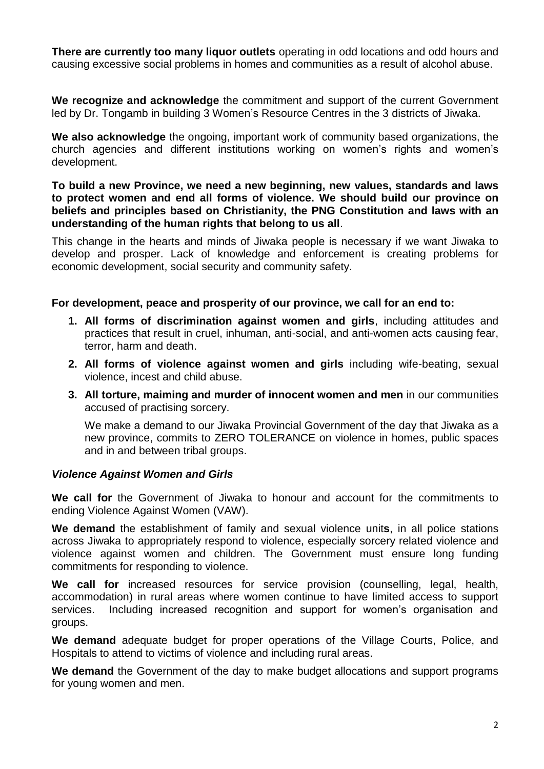**There are currently too many liquor outlets** operating in odd locations and odd hours and causing excessive social problems in homes and communities as a result of alcohol abuse.

**We recognize and acknowledge** the commitment and support of the current Government led by Dr. Tongamb in building 3 Women's Resource Centres in the 3 districts of Jiwaka.

**We also acknowledge** the ongoing, important work of community based organizations, the church agencies and different institutions working on women's rights and women's development.

**To build a new Province, we need a new beginning, new values, standards and laws to protect women and end all forms of violence. We should build our province on beliefs and principles based on Christianity, the PNG Constitution and laws with an understanding of the human rights that belong to us all**.

This change in the hearts and minds of Jiwaka people is necessary if we want Jiwaka to develop and prosper. Lack of knowledge and enforcement is creating problems for economic development, social security and community safety.

**For development, peace and prosperity of our province, we call for an end to:**

1. **All forms of discrimination against women and girls**, including attitudes and practices that result in cruel, inhuman, anti-social, and anti-women acts causing fear, terror, harm and death.
2. **All forms of violence against women and girls** including wife-beating, sexual violence, incest and child abuse.
3. **All torture, maiming and murder of innocent women and men** in our communities accused of practising sorcery.

   We make a demand to our Jiwaka Provincial Government of the day that Jiwaka as a new province, commits to ZERO TOLERANCE on violence in homes, public spaces and in and between tribal groups.

***Violence Against Women and Girls***

**We call for** the Government of Jiwaka to honour and account for the commitments to ending Violence Against Women (VAW).

**We demand** the establishment of family and sexual violence unit**s**, in all police stations across Jiwaka to appropriately respond to violence, especially sorcery related violence and violence against women and children. The Government must ensure long funding commitments for responding to violence.

**We call for** increased resources for service provision (counselling, legal, health, accommodation) in rural areas where women continue to have limited access to support services. Including increased recognition and support for women's organisation and groups.

**We demand** adequate budget for proper operations of the Village Courts, Police, and Hospitals to attend to victims of violence and including rural areas.

**We demand** the Government of the day to make budget allocations and support programs for young women and men.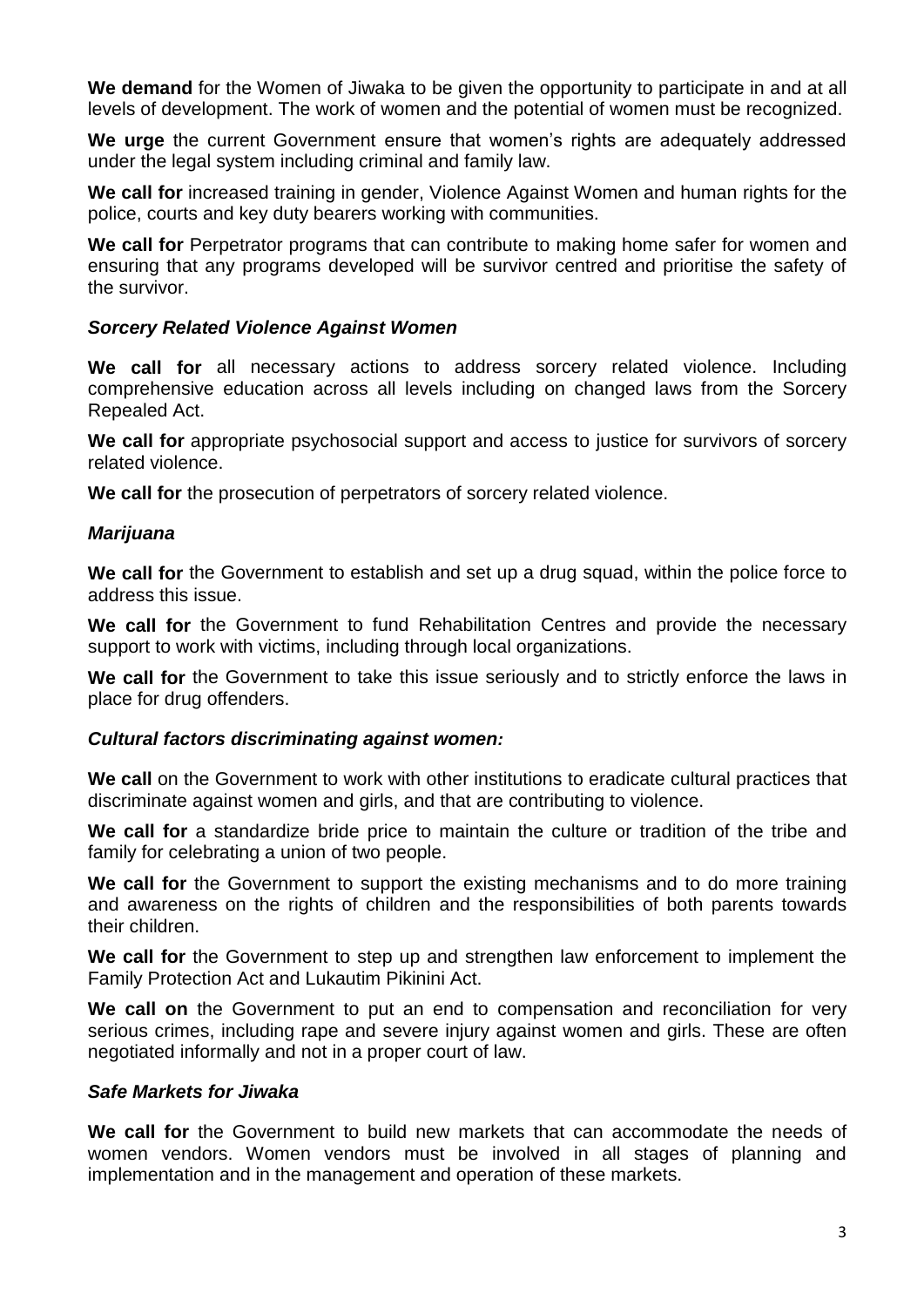**We demand** for the Women of Jiwaka to be given the opportunity to participate in and at all levels of development. The work of women and the potential of women must be recognized.

**We urge** the current Government ensure that women's rights are adequately addressed under the legal system including criminal and family law.

**We call for** increased training in gender, Violence Against Women and human rights for the police, courts and key duty bearers working with communities.

**We call for** Perpetrator programs that can contribute to making home safer for women and ensuring that any programs developed will be survivor centred and prioritise the safety of the survivor.

### *Sorcery Related Violence Against Women*

**We call for** all necessary actions to address sorcery related violence. Including comprehensive education across all levels including on changed laws from the Sorcery Repealed Act.

**We call for** appropriate psychosocial support and access to justice for survivors of sorcery related violence.

**We call for** the prosecution of perpetrators of sorcery related violence.

### *Marijuana*

**We call for** the Government to establish and set up a drug squad, within the police force to address this issue.

**We call for** the Government to fund Rehabilitation Centres and provide the necessary support to work with victims, including through local organizations.

**We call for** the Government to take this issue seriously and to strictly enforce the laws in place for drug offenders.

### *Cultural factors discriminating against women:*

**We call** on the Government to work with other institutions to eradicate cultural practices that discriminate against women and girls, and that are contributing to violence.

**We call for** a standardize bride price to maintain the culture or tradition of the tribe and family for celebrating a union of two people.

**We call for** the Government to support the existing mechanisms and to do more training and awareness on the rights of children and the responsibilities of both parents towards their children.

**We call for** the Government to step up and strengthen law enforcement to implement the Family Protection Act and Lukautim Pikinini Act.

**We call on** the Government to put an end to compensation and reconciliation for very serious crimes, including rape and severe injury against women and girls. These are often negotiated informally and not in a proper court of law.

### *Safe Markets for Jiwaka*

**We call for** the Government to build new markets that can accommodate the needs of women vendors. Women vendors must be involved in all stages of planning and implementation and in the management and operation of these markets.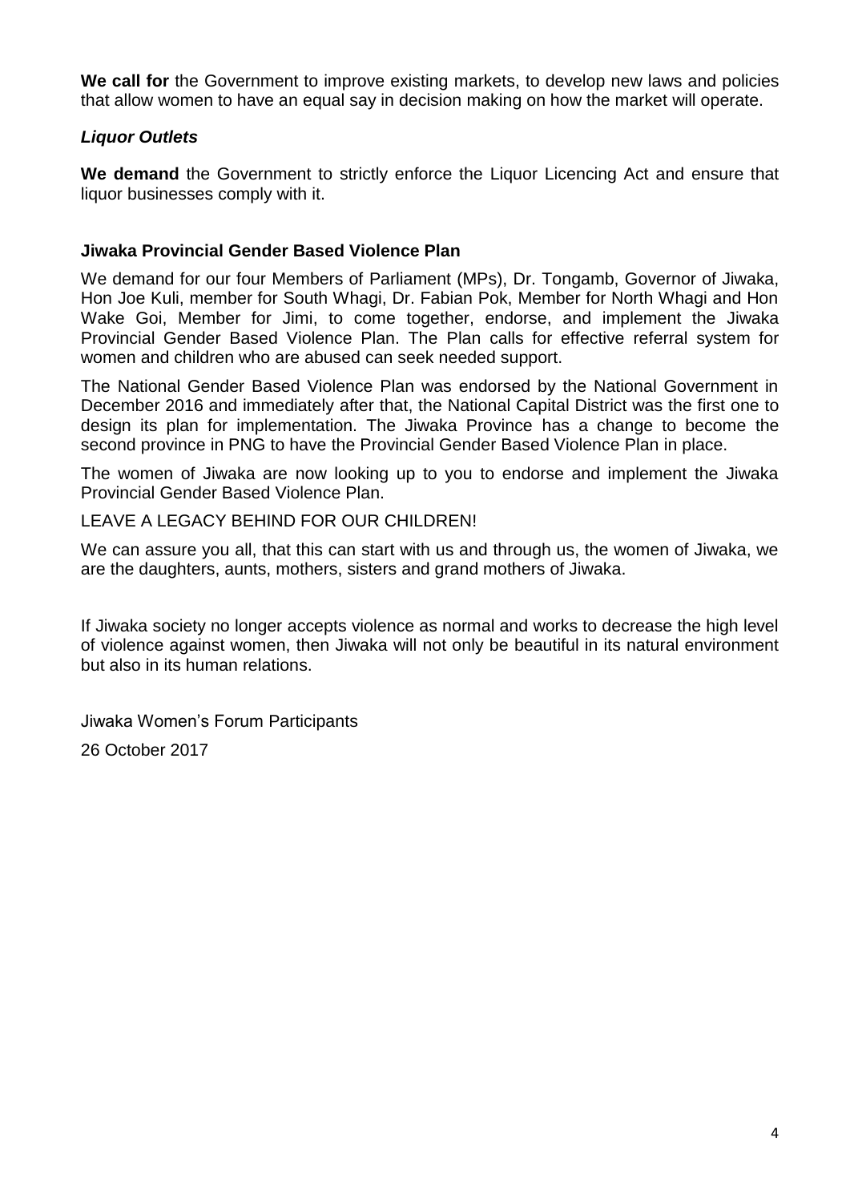**We call for** the Government to improve existing markets, to develop new laws and policies that allow women to have an equal say in decision making on how the market will operate.

### *Liquor Outlets*

**We demand** the Government to strictly enforce the Liquor Licencing Act and ensure that liquor businesses comply with it.

### Jiwaka Provincial Gender Based Violence Plan

We demand for our four Members of Parliament (MPs), Dr. Tongamb, Governor of Jiwaka, Hon Joe Kuli, member for South Whagi, Dr. Fabian Pok, Member for North Whagi and Hon Wake Goi, Member for Jimi, to come together, endorse, and implement the Jiwaka Provincial Gender Based Violence Plan. The Plan calls for effective referral system for women and children who are abused can seek needed support.

The National Gender Based Violence Plan was endorsed by the National Government in December 2016 and immediately after that, the National Capital District was the first one to design its plan for implementation. The Jiwaka Province has a change to become the second province in PNG to have the Provincial Gender Based Violence Plan in place.

The women of Jiwaka are now looking up to you to endorse and implement the Jiwaka Provincial Gender Based Violence Plan.

LEAVE A LEGACY BEHIND FOR OUR CHILDREN!

We can assure you all, that this can start with us and through us, the women of Jiwaka, we are the daughters, aunts, mothers, sisters and grand mothers of Jiwaka.

If Jiwaka society no longer accepts violence as normal and works to decrease the high level of violence against women, then Jiwaka will not only be beautiful in its natural environment but also in its human relations.

Jiwaka Women's Forum Participants

26 October 2017